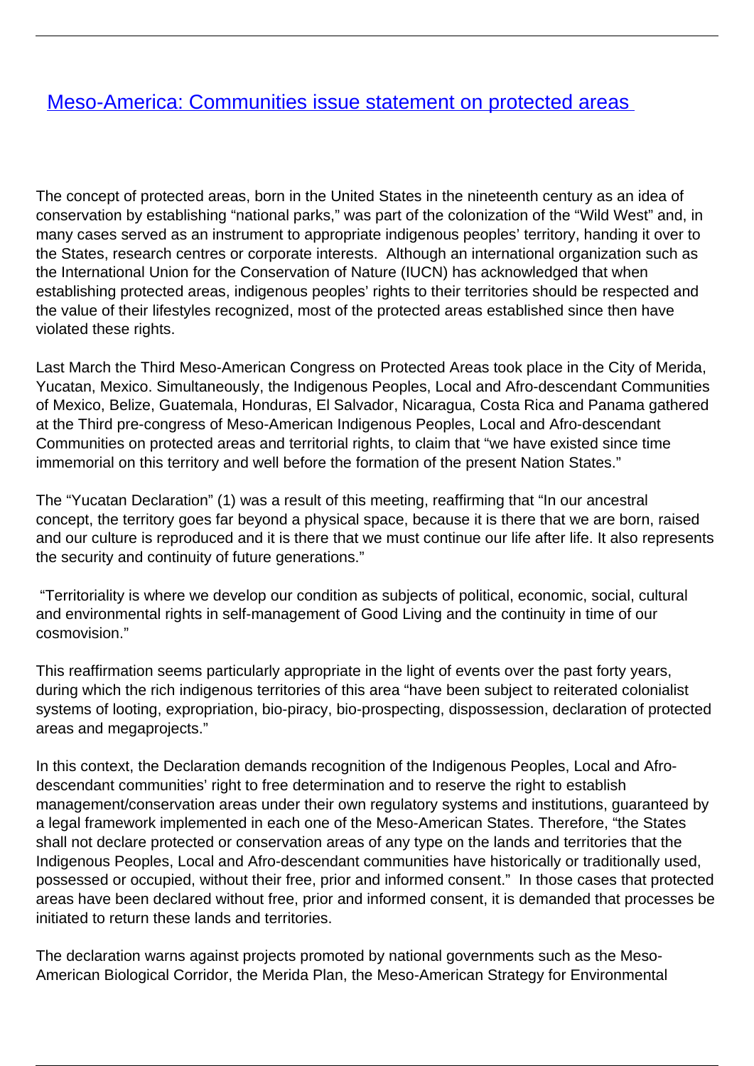# [Meso-America: Communities issue statement on protected areas]

The concept of protected areas, born in the United States in the nineteenth century as an idea of conservation by establishing "national parks," was part of the colonization of the "Wild West" and, in many cases served as an instrument to appropriate indigenous peoples' territory, handing it over to the States, research centres or corporate interests. Although an international organization such as the International Union for the Conservation of Nature (IUCN) has acknowledged that when establishing protected areas, indigenous peoples' rights to their territories should be respected and the value of their lifestyles recognized, most of the protected areas established since then have violated these rights.

Last March the Third Meso-American Congress on Protected Areas took place in the City of Merida, Yucatan, Mexico. Simultaneously, the Indigenous Peoples, Local and Afro-descendant Communities of Mexico, Belize, Guatemala, Honduras, El Salvador, Nicaragua, Costa Rica and Panama gathered at the Third pre-congress of Meso-American Indigenous Peoples, Local and Afro-descendant Communities on protected areas and territorial rights, to claim that "we have existed since time immemorial on this territory and well before the formation of the present Nation States."

The "Yucatan Declaration" (1) was a result of this meeting, reaffirming that "In our ancestral concept, the territory goes far beyond a physical space, because it is there that we are born, raised and our culture is reproduced and it is there that we must continue our life after life. It also represents the security and continuity of future generations."

"Territoriality is where we develop our condition as subjects of political, economic, social, cultural and environmental rights in self-management of Good Living and the continuity in time of our cosmovision."

This reaffirmation seems particularly appropriate in the light of events over the past forty years, during which the rich indigenous territories of this area "have been subject to reiterated colonialist systems of looting, expropriation, bio-piracy, bio-prospecting, dispossession, declaration of protected areas and megaprojects."

In this context, the Declaration demands recognition of the Indigenous Peoples, Local and Afro-descendant communities' right to free determination and to reserve the right to establish management/conservation areas under their own regulatory systems and institutions, guaranteed by a legal framework implemented in each one of the Meso-American States. Therefore, "the States shall not declare protected or conservation areas of any type on the lands and territories that the Indigenous Peoples, Local and Afro-descendant communities have historically or traditionally used, possessed or occupied, without their free, prior and informed consent." In those cases that protected areas have been declared without free, prior and informed consent, it is demanded that processes be initiated to return these lands and territories.

The declaration warns against projects promoted by national governments such as the Meso-American Biological Corridor, the Merida Plan, the Meso-American Strategy for Environmental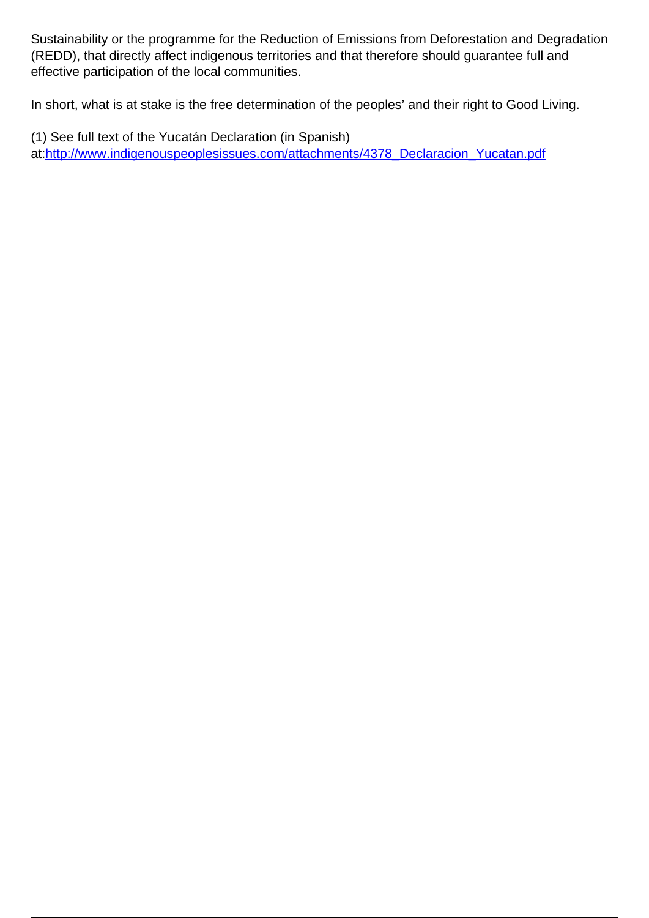Sustainability or the programme for the Reduction of Emissions from Deforestation and Degradation (REDD), that directly affect indigenous territories and that therefore should guarantee full and effective participation of the local communities.

In short, what is at stake is the free determination of the peoples' and their right to Good Living.

(1) See full text of the Yucatán Declaration (in Spanish) at:[http://www.indigenouspeoplesissues.com/attachments/4378_Declaracion_Yucatan.pdf](http://www.indigenouspeoplesissues.com/attachments/4378_Declaracion_Yucatan.pdf)